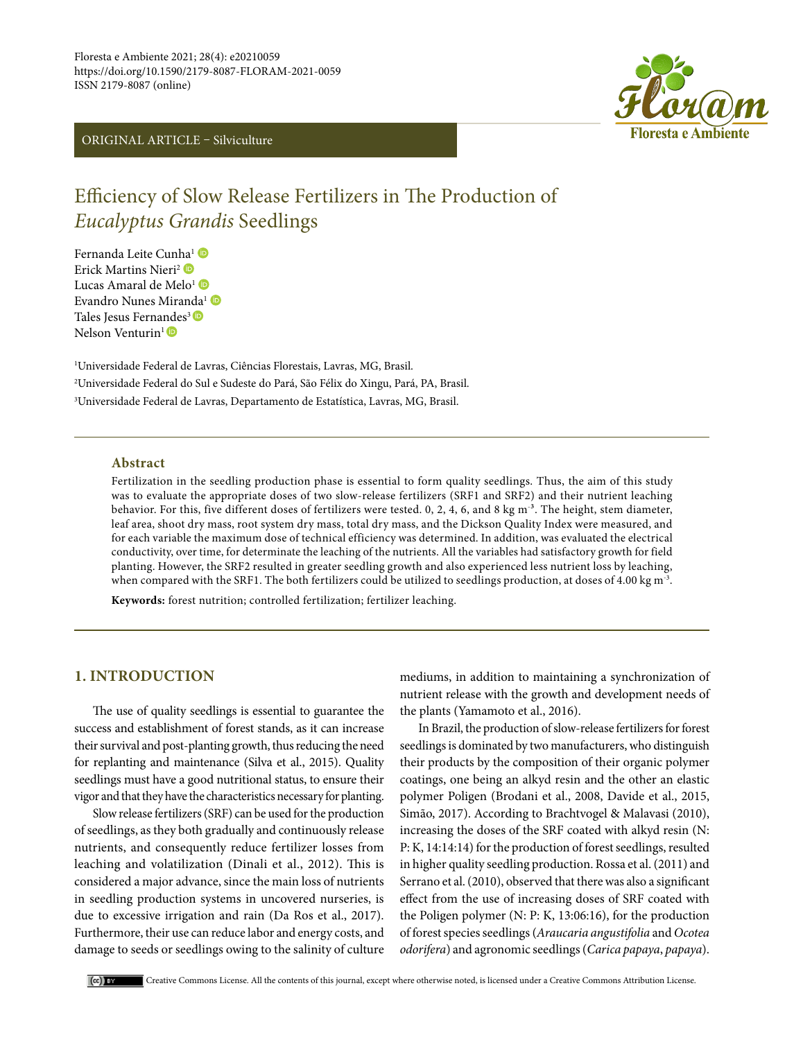Floresta e Ambiente 2021; 28(4): e20210059
https://doi.org/10.1590/2179-8087-FLORAM-2021-0059
ISSN 2179-8087 (online)

ORIGINAL ARTICLE – Silviculture

# Efficiency of Slow Release Fertilizers in The Production of *Eucalyptus Grandis* Seedlings

Fernanda Leite Cunha[1]
Erick Martins Nieri[2]
Lucas Amaral de Melo[1]
Evandro Nunes Miranda[1]
Tales Jesus Fernandes[3]
Nelson Venturin[1]

[1]Universidade Federal de Lavras, Ciências Florestais, Lavras, MG, Brasil.
[2]Universidade Federal do Sul e Sudeste do Pará, São Félix do Xingu, Pará, PA, Brasil.
[3]Universidade Federal de Lavras, Departamento de Estatística, Lavras, MG, Brasil.

## Abstract

Fertilization in the seedling production phase is essential to form quality seedlings. Thus, the aim of this study was to evaluate the appropriate doses of two slow-release fertilizers (SRF1 and SRF2) and their nutrient leaching behavior. For this, five different doses of fertilizers were tested. 0, 2, 4, 6, and 8 kg m$^{-3}$. The height, stem diameter, leaf area, shoot dry mass, root system dry mass, total dry mass, and the Dickson Quality Index were measured, and for each variable the maximum dose of technical efficiency was determined. In addition, was evaluated the electrical conductivity, over time, for determinate the leaching of the nutrients. All the variables had satisfactory growth for field planting. However, the SRF2 resulted in greater seedling growth and also experienced less nutrient loss by leaching, when compared with the SRF1. The both fertilizers could be utilized to seedlings production, at doses of 4.00 kg m$^{-3}$.

**Keywords:** forest nutrition; controlled fertilization; fertilizer leaching.

## 1. INTRODUCTION

The use of quality seedlings is essential to guarantee the success and establishment of forest stands, as it can increase their survival and post-planting growth, thus reducing the need for replanting and maintenance (Silva et al., 2015). Quality seedlings must have a good nutritional status, to ensure their vigor and that they have the characteristics necessary for planting.

Slow release fertilizers (SRF) can be used for the production of seedlings, as they both gradually and continuously release nutrients, and consequently reduce fertilizer losses from leaching and volatilization (Dinali et al., 2012). This is considered a major advance, since the main loss of nutrients in seedling production systems in uncovered nurseries, is due to excessive irrigation and rain (Da Ros et al., 2017). Furthermore, their use can reduce labor and energy costs, and damage to seeds or seedlings owing to the salinity of culture mediums, in addition to maintaining a synchronization of nutrient release with the growth and development needs of the plants (Yamamoto et al., 2016).

In Brazil, the production of slow-release fertilizers for forest seedlings is dominated by two manufacturers, who distinguish their products by the composition of their organic polymer coatings, one being an alkyd resin and the other an elastic polymer Poligen (Brodani et al., 2008, Davide et al., 2015, Simão, 2017). According to Brachtvogel & Malavasi (2010), increasing the doses of the SRF coated with alkyd resin (N: P: K, 14:14:14) for the production of forest seedlings, resulted in higher quality seedling production. Rossa et al. (2011) and Serrano et al. (2010), observed that there was also a significant effect from the use of increasing doses of SRF coated with the Poligen polymer (N: P: K, 13:06:16), for the production of forest species seedlings (*Araucaria angustifolia* and *Ocotea odorifera*) and agronomic seedlings (*Carica papaya*, *papaya*).

Creative Commons License. All the contents of this journal, except where otherwise noted, is licensed under a Creative Commons Attribution License.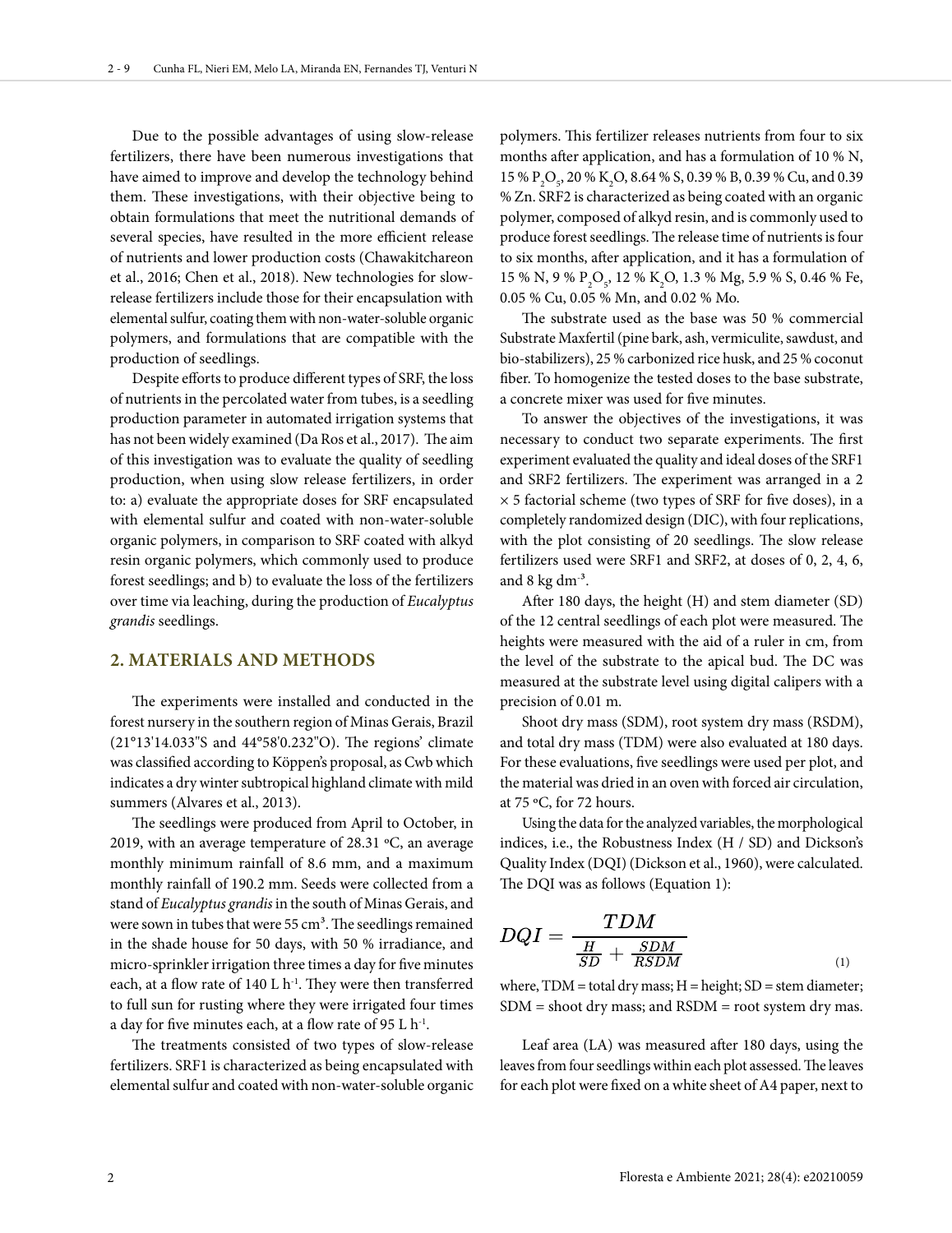Due to the possible advantages of using slow-release fertilizers, there have been numerous investigations that have aimed to improve and develop the technology behind them. These investigations, with their objective being to obtain formulations that meet the nutritional demands of several species, have resulted in the more efficient release of nutrients and lower production costs (Chawakitchareon et al., 2016; Chen et al., 2018). New technologies for slow-release fertilizers include those for their encapsulation with elemental sulfur, coating them with non-water-soluble organic polymers, and formulations that are compatible with the production of seedlings.

Despite efforts to produce different types of SRF, the loss of nutrients in the percolated water from tubes, is a seedling production parameter in automated irrigation systems that has not been widely examined (Da Ros et al., 2017). The aim of this investigation was to evaluate the quality of seedling production, when using slow release fertilizers, in order to: a) evaluate the appropriate doses for SRF encapsulated with elemental sulfur and coated with non-water-soluble organic polymers, in comparison to SRF coated with alkyd resin organic polymers, which commonly used to produce forest seedlings; and b) to evaluate the loss of the fertilizers over time via leaching, during the production of *Eucalyptus grandis* seedlings.

## 2. MATERIALS AND METHODS

The experiments were installed and conducted in the forest nursery in the southern region of Minas Gerais, Brazil (21°13'14.033"S and 44°58'0.232"O). The regions' climate was classified according to Köppen's proposal, as Cwb which indicates a dry winter subtropical highland climate with mild summers (Alvares et al., 2013).

The seedlings were produced from April to October, in 2019, with an average temperature of 28.31 ºC, an average monthly minimum rainfall of 8.6 mm, and a maximum monthly rainfall of 190.2 mm. Seeds were collected from a stand of *Eucalyptus grandis* in the south of Minas Gerais, and were sown in tubes that were 55 cm³. The seedlings remained in the shade house for 50 days, with 50 % irradiance, and micro-sprinkler irrigation three times a day for five minutes each, at a flow rate of 140 L h$^{-1}$. They were then transferred to full sun for rusting where they were irrigated four times a day for five minutes each, at a flow rate of 95 L h$^{-1}$.

The treatments consisted of two types of slow-release fertilizers. SRF1 is characterized as being encapsulated with elemental sulfur and coated with non-water-soluble organic polymers. This fertilizer releases nutrients from four to six months after application, and has a formulation of 10 % N, 15 % $P_2O_5$, 20 % $K_2O$, 8.64 % S, 0.39 % B, 0.39 % Cu, and 0.39 % Zn. SRF2 is characterized as being coated with an organic polymer, composed of alkyd resin, and is commonly used to produce forest seedlings. The release time of nutrients is four to six months, after application, and it has a formulation of 15 % N, 9 % $P_2O_5$, 12 % $K_2O$, 1.3 % Mg, 5.9 % S, 0.46 % Fe, 0.05 % Cu, 0.05 % Mn, and 0.02 % Mo.

The substrate used as the base was 50 % commercial Substrate Maxfertil (pine bark, ash, vermiculite, sawdust, and bio-stabilizers), 25 % carbonized rice husk, and 25 % coconut fiber. To homogenize the tested doses to the base substrate, a concrete mixer was used for five minutes.

To answer the objectives of the investigations, it was necessary to conduct two separate experiments. The first experiment evaluated the quality and ideal doses of the SRF1 and SRF2 fertilizers. The experiment was arranged in a 2 × 5 factorial scheme (two types of SRF for five doses), in a completely randomized design (DIC), with four replications, with the plot consisting of 20 seedlings. The slow release fertilizers used were SRF1 and SRF2, at doses of 0, 2, 4, 6, and 8 kg dm$^{-3}$.

After 180 days, the height (H) and stem diameter (SD) of the 12 central seedlings of each plot were measured. The heights were measured with the aid of a ruler in cm, from the level of the substrate to the apical bud. The DC was measured at the substrate level using digital calipers with a precision of 0.01 m.

Shoot dry mass (SDM), root system dry mass (RSDM), and total dry mass (TDM) were also evaluated at 180 days. For these evaluations, five seedlings were used per plot, and the material was dried in an oven with forced air circulation, at 75 ºC, for 72 hours.

Using the data for the analyzed variables, the morphological indices, i.e., the Robustness Index (H / SD) and Dickson's Quality Index (DQI) (Dickson et al., 1960), were calculated. The DQI was as follows (Equation 1):

$$DQI = \frac{TDM}{\frac{H}{SD} + \frac{SDM}{RSDM}} \tag{1}$$

where, TDM = total dry mass; H = height; SD = stem diameter; SDM = shoot dry mass; and RSDM = root system dry mas.

Leaf area (LA) was measured after 180 days, using the leaves from four seedlings within each plot assessed. The leaves for each plot were fixed on a white sheet of A4 paper, next to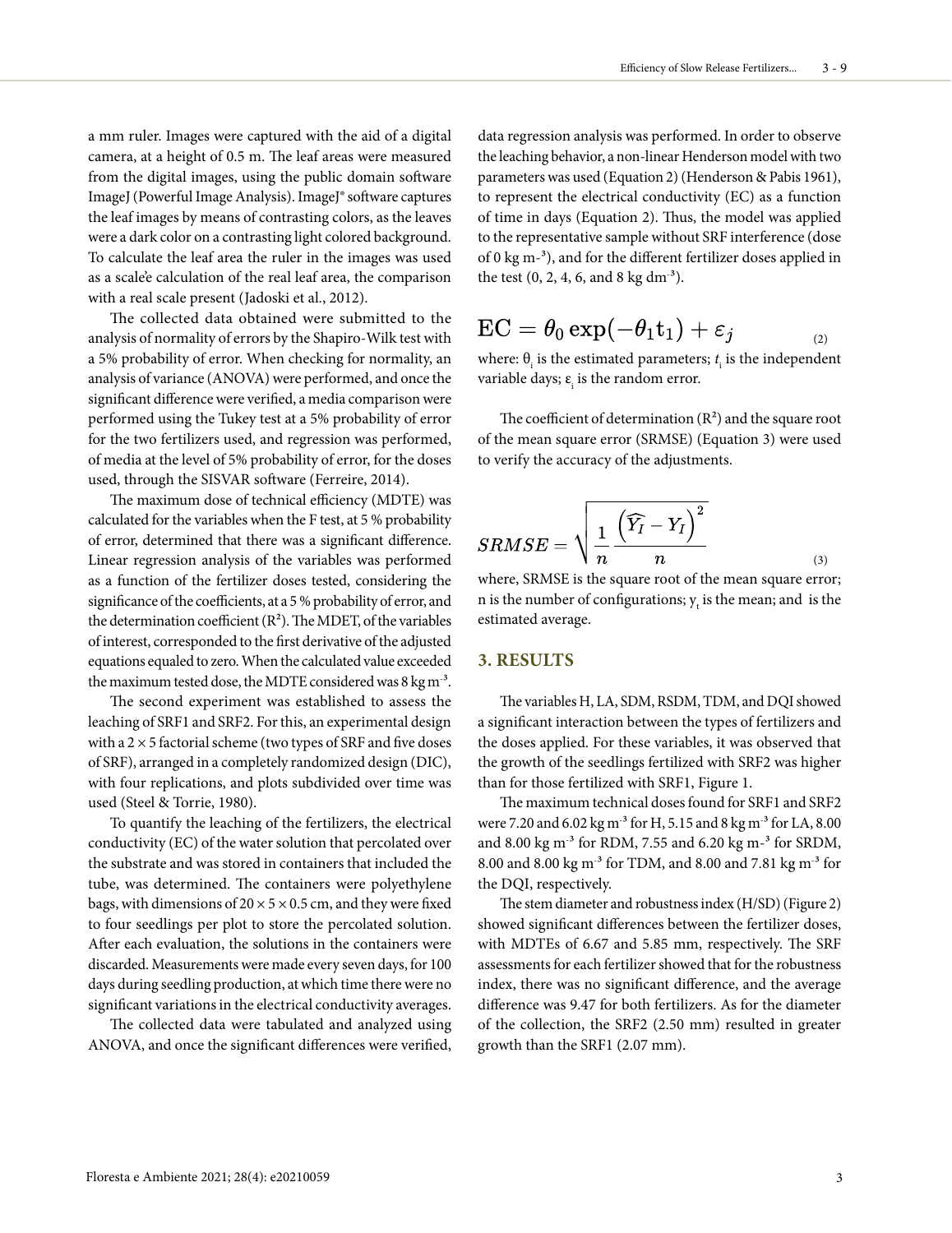a mm ruler. Images were captured with the aid of a digital camera, at a height of 0.5 m. The leaf areas were measured from the digital images, using the public domain software ImageJ (Powerful Image Analysis). ImageJ® software captures the leaf images by means of contrasting colors, as the leaves were a dark color on a contrasting light colored background. To calculate the leaf area the ruler in the images was used as a scale'e calculation of the real leaf area, the comparison with a real scale present (Jadoski et al., 2012).

The collected data obtained were submitted to the analysis of normality of errors by the Shapiro-Wilk test with a 5% probability of error. When checking for normality, an analysis of variance (ANOVA) were performed, and once the significant difference were verified, a media comparison were performed using the Tukey test at a 5% probability of error for the two fertilizers used, and regression was performed, of media at the level of 5% probability of error, for the doses used, through the SISVAR software (Ferreire, 2014).

The maximum dose of technical efficiency (MDTE) was calculated for the variables when the F test, at 5 % probability of error, determined that there was a significant difference. Linear regression analysis of the variables was performed as a function of the fertilizer doses tested, considering the significance of the coefficients, at a 5 % probability of error, and the determination coefficient ($R^2$). The MDET, of the variables of interest, corresponded to the first derivative of the adjusted equations equaled to zero. When the calculated value exceeded the maximum tested dose, the MDTE considered was 8 kg $m^{-3}$.

The second experiment was established to assess the leaching of SRF1 and SRF2. For this, an experimental design with a 2 × 5 factorial scheme (two types of SRF and five doses of SRF), arranged in a completely randomized design (DIC), with four replications, and plots subdivided over time was used (Steel & Torrie, 1980).

To quantify the leaching of the fertilizers, the electrical conductivity (EC) of the water solution that percolated over the substrate and was stored in containers that included the tube, was determined. The containers were polyethylene bags, with dimensions of 20 × 5 × 0.5 cm, and they were fixed to four seedlings per plot to store the percolated solution. After each evaluation, the solutions in the containers were discarded. Measurements were made every seven days, for 100 days during seedling production, at which time there were no significant variations in the electrical conductivity averages.

The collected data were tabulated and analyzed using ANOVA, and once the significant differences were verified, data regression analysis was performed. In order to observe the leaching behavior, a non-linear Henderson model with two parameters was used (Equation 2) (Henderson & Pabis 1961), to represent the electrical conductivity (EC) as a function of time in days (Equation 2). Thus, the model was applied to the representative sample without SRF interference (dose of 0 kg $m^{-3}$), and for the different fertilizer doses applied in the test (0, 2, 4, 6, and 8 kg $dm^{-3}$).

$$\mathrm{EC} = \theta_0 \exp(-\theta_1 \mathrm{t}_1) + \varepsilon_j \tag{2}$$

where: $\theta_i$ is the estimated parameters; $t_i$ is the independent variable days; $\varepsilon_i$ is the random error.

The coefficient of determination ($R^2$) and the square root of the mean square error (SRMSE) (Equation 3) were used to verify the accuracy of the adjustments.

$$SRMSE = \sqrt{\frac{1}{n} \frac{\left(\widehat{Y_I} - Y_I\right)^2}{n}} \tag{3}$$

where, SRMSE is the square root of the mean square error; n is the number of configurations; $y_t$ is the mean; and is the estimated average.

## 3. RESULTS

The variables H, LA, SDM, RSDM, TDM, and DQI showed a significant interaction between the types of fertilizers and the doses applied. For these variables, it was observed that the growth of the seedlings fertilized with SRF2 was higher than for those fertilized with SRF1, Figure 1.

The maximum technical doses found for SRF1 and SRF2 were 7.20 and 6.02 kg $m^{-3}$ for H, 5.15 and 8 kg $m^{-3}$ for LA, 8.00 and 8.00 kg $m^{-3}$ for RDM, 7.55 and 6.20 kg $m^{-3}$ for SRDM, 8.00 and 8.00 kg $m^{-3}$ for TDM, and 8.00 and 7.81 kg $m^{-3}$ for the DQI, respectively.

The stem diameter and robustness index (H/SD) (Figure 2) showed significant differences between the fertilizer doses, with MDTEs of 6.67 and 5.85 mm, respectively. The SRF assessments for each fertilizer showed that for the robustness index, there was no significant difference, and the average difference was 9.47 for both fertilizers. As for the diameter of the collection, the SRF2 (2.50 mm) resulted in greater growth than the SRF1 (2.07 mm).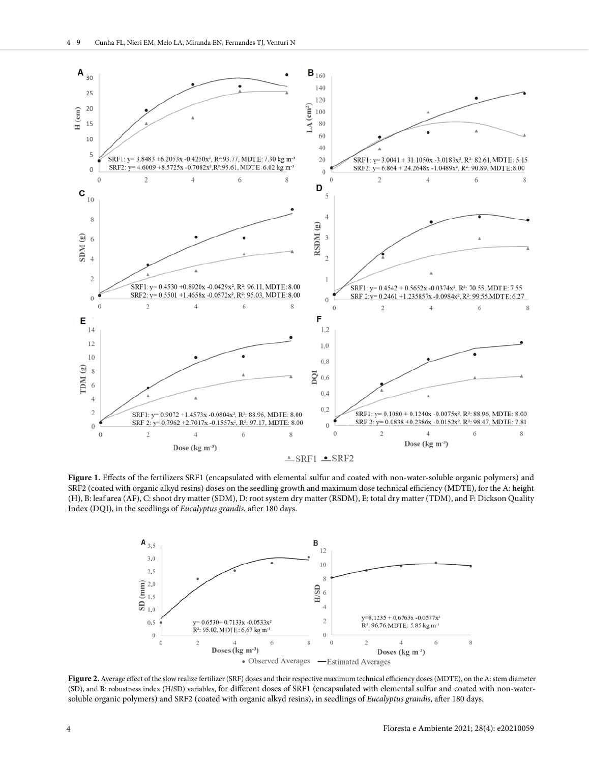**Figure 1.** Effects of the fertilizers SRF1 (encapsulated with elemental sulfur and coated with non-water-soluble organic polymers) and SRF2 (coated with organic alkyd resins) doses on the seedling growth and maximum dose technical efficiency (MDTE), for the A: height (H), B: leaf area (AF), C: shoot dry matter (SDM), D: root system dry matter (RSDM), E: total dry matter (TDM), and F: Dickson Quality Index (DQI), in the seedlings of *Eucalyptus grandis*, after 180 days.

**Figure 2.** Average effect of the slow realize fertilizer (SRF) doses and their respective maximum technical efficiency doses (MDTE), on the A: stem diameter (SD), and B: robustness index (H/SD) variables, for different doses of SRF1 (encapsulated with elemental sulfur and coated with non-water-soluble organic polymers) and SRF2 (coated with organic alkyd resins), in seedlings of *Eucalyptus grandis*, after 180 days.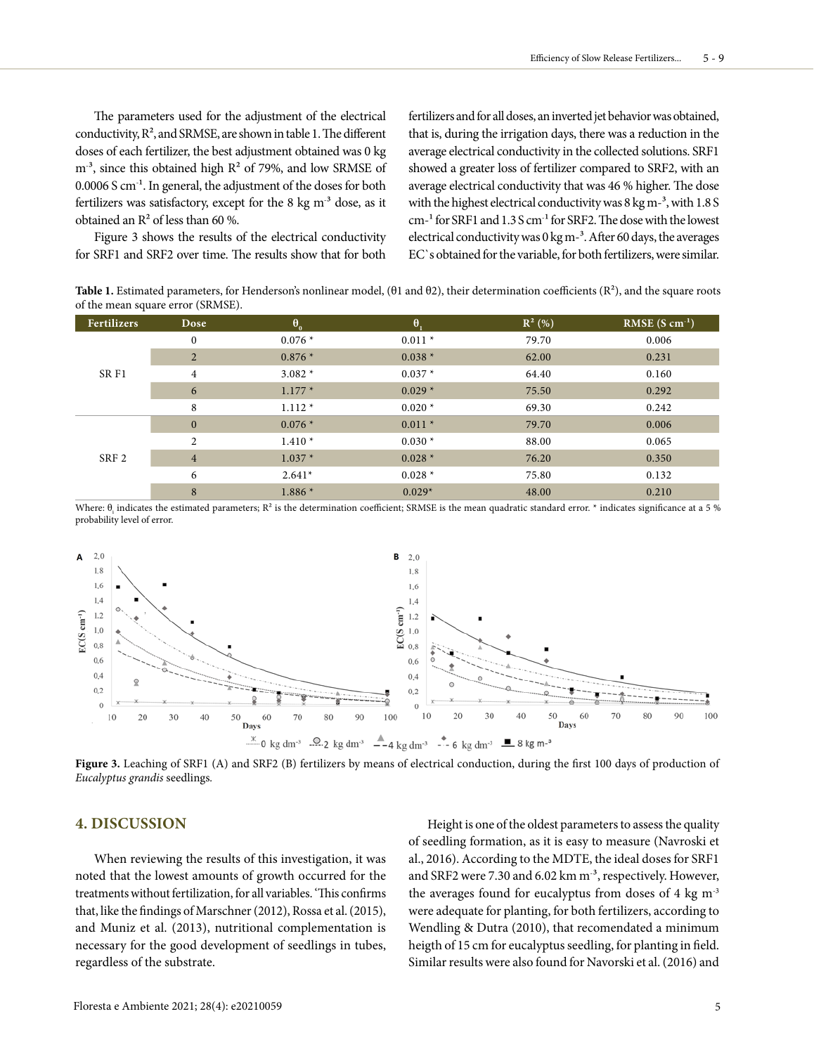The parameters used for the adjustment of the electrical conductivity, $R^2$, and SRMSE, are shown in table 1. The different doses of each fertilizer, the best adjustment obtained was 0 kg m$^{-3}$, since this obtained high $R^2$ of 79%, and low SRMSE of 0.0006 S cm$^{-1}$. In general, the adjustment of the doses for both fertilizers was satisfactory, except for the 8 kg m$^{-3}$ dose, as it obtained an $R^2$ of less than 60 %.

Figure 3 shows the results of the electrical conductivity for SRF1 and SRF2 over time. The results show that for both fertilizers and for all doses, an inverted jet behavior was obtained, that is, during the irrigation days, there was a reduction in the average electrical conductivity in the collected solutions. SRF1 showed a greater loss of fertilizer compared to SRF2, with an average electrical conductivity that was 46 % higher. The dose with the highest electrical conductivity was 8 kg m-$^{3}$, with 1.8 S cm-$^{1}$ for SRF1 and 1.3 S cm$^{-1}$ for SRF2. The dose with the lowest electrical conductivity was 0 kg m-$^{3}$. After 60 days, the averages EC`s obtained for the variable, for both fertilizers, were similar.

**Table 1.** Estimated parameters, for Henderson's nonlinear model, (θ1 and θ2), their determination coefficients ($R^2$), and the square roots of the mean square error (SRMSE).

| Fertilizers | Dose | $\theta_0$ | $\theta_1$ | $R^2$ (%) | RMSE (S cm$^{-1}$) |
|---|---|---|---|---|---|
| SR F1 | 0 | 0.076 * | 0.011 * | 79.70 | 0.006 |
| | 2 | 0.876 * | 0.038 * | 62.00 | 0.231 |
| | 4 | 3.082 * | 0.037 * | 64.40 | 0.160 |
| | 6 | 1.177 * | 0.029 * | 75.50 | 0.292 |
| | 8 | 1.112 * | 0.020 * | 69.30 | 0.242 |
| SRF 2 | 0 | 0.076 * | 0.011 * | 79.70 | 0.006 |
| | 2 | 1.410 * | 0.030 * | 88.00 | 0.065 |
| | 4 | 1.037 * | 0.028 * | 76.20 | 0.350 |
| | 6 | 2.641* | 0.028 * | 75.80 | 0.132 |
| | 8 | 1.886 * | 0.029* | 48.00 | 0.210 |

Where: $\theta_i$ indicates the estimated parameters; $R^2$ is the determination coefficient; SRMSE is the mean quadratic standard error. * indicates significance at a 5 % probability level of error.

**Figure 3.** Leaching of SRF1 (A) and SRF2 (B) fertilizers by means of electrical conduction, during the first 100 days of production of *Eucalyptus grandis* seedlings.

## 4. DISCUSSION

When reviewing the results of this investigation, it was noted that the lowest amounts of growth occurred for the treatments without fertilization, for all variables. 'This confirms that, like the findings of Marschner (2012), Rossa et al. (2015), and Muniz et al. (2013), nutritional complementation is necessary for the good development of seedlings in tubes, regardless of the substrate.

Height is one of the oldest parameters to assess the quality of seedling formation, as it is easy to measure (Navroski et al., 2016). According to the MDTE, the ideal doses for SRF1 and SRF2 were 7.30 and 6.02 km m$^{-3}$, respectively. However, the averages found for eucalyptus from doses of 4 kg m$^{-3}$ were adequate for planting, for both fertilizers, according to Wendling & Dutra (2010), that recomendated a minimum heigth of 15 cm for eucalyptus seedling, for planting in field. Similar results were also found for Navorski et al. (2016) and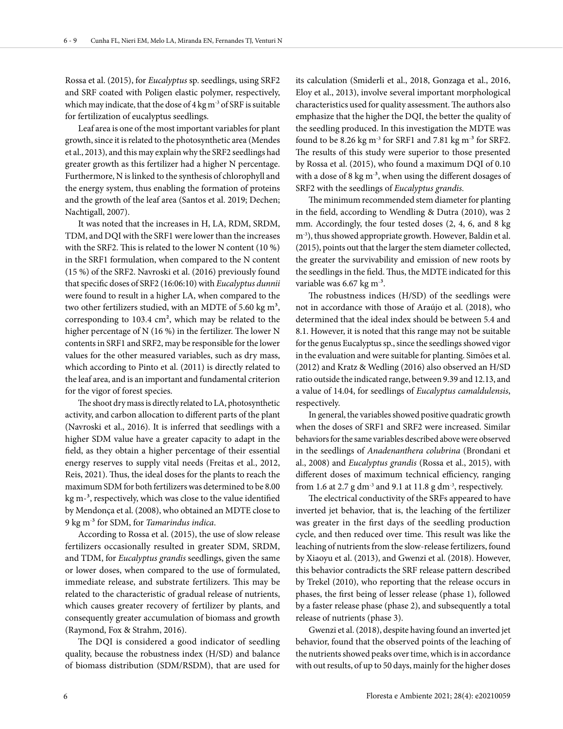Rossa et al. (2015), for *Eucalyptus* sp. seedlings, using SRF2 and SRF coated with Poligen elastic polymer, respectively, which may indicate, that the dose of 4 kg m$^{-3}$ of SRF is suitable for fertilization of eucalyptus seedlings.

Leaf area is one of the most important variables for plant growth, since it is related to the photosynthetic area (Mendes et al., 2013), and this may explain why the SRF2 seedlings had greater growth as this fertilizer had a higher N percentage. Furthermore, N is linked to the synthesis of chlorophyll and the energy system, thus enabling the formation of proteins and the growth of the leaf area (Santos et al. 2019; Dechen; Nachtigall, 2007).

It was noted that the increases in H, LA, RDM, SRDM, TDM, and DQI with the SRF1 were lower than the increases with the SRF2. This is related to the lower N content (10 %) in the SRF1 formulation, when compared to the N content (15 %) of the SRF2. Navroski et al. (2016) previously found that specific doses of SRF2 (16:06:10) with *Eucalyptus dunnii* were found to result in a higher LA, when compared to the two other fertilizers studied, with an MDTE of 5.60 kg m$^{3}$, corresponding to 103.4 cm$^{2}$, which may be related to the higher percentage of N (16 %) in the fertilizer. The lower N contents in SRF1 and SRF2, may be responsible for the lower values for the other measured variables, such as dry mass, which according to Pinto et al. (2011) is directly related to the leaf area, and is an important and fundamental criterion for the vigor of forest species.

The shoot dry mass is directly related to LA, photosynthetic activity, and carbon allocation to different parts of the plant (Navroski et al., 2016). It is inferred that seedlings with a higher SDM value have a greater capacity to adapt in the field, as they obtain a higher percentage of their essential energy reserves to supply vital needs (Freitas et al., 2012, Reis, 2021). Thus, the ideal doses for the plants to reach the maximum SDM for both fertilizers was determined to be 8.00 kg m-$^{3}$, respectively, which was close to the value identified by Mendonça et al. (2008), who obtained an MDTE close to 9 kg m$^{-3}$ for SDM, for *Tamarindus indica*.

According to Rossa et al. (2015), the use of slow release fertilizers occasionally resulted in greater SDM, SRDM, and TDM, for *Eucalyptus grandis* seedlings, given the same or lower doses, when compared to the use of formulated, immediate release, and substrate fertilizers. This may be related to the characteristic of gradual release of nutrients, which causes greater recovery of fertilizer by plants, and consequently greater accumulation of biomass and growth (Raymond, Fox & Strahm, 2016).

The DQI is considered a good indicator of seedling quality, because the robustness index (H/SD) and balance of biomass distribution (SDM/RSDM), that are used for its calculation (Smiderli et al., 2018, Gonzaga et al., 2016, Eloy et al., 2013), involve several important morphological characteristics used for quality assessment. The authors also emphasize that the higher the DQI, the better the quality of the seedling produced. In this investigation the MDTE was found to be 8.26 kg m$^{-3}$ for SRF1 and 7.81 kg m$^{-3}$ for SRF2. The results of this study were superior to those presented by Rossa et al. (2015), who found a maximum DQI of 0.10 with a dose of 8 kg m$^{-3}$, when using the different dosages of SRF2 with the seedlings of *Eucalyptus grandis.*

The minimum recommended stem diameter for planting in the field, according to Wendling & Dutra (2010), was 2 mm. Accordingly, the four tested doses (2, 4, 6, and 8 kg m$^{-3}$), thus showed appropriate growth. However, Baldin et al. (2015), points out that the larger the stem diameter collected, the greater the survivability and emission of new roots by the seedlings in the field. Thus, the MDTE indicated for this variable was 6.67 kg m$^{-3}$.

The robustness indices (H/SD) of the seedlings were not in accordance with those of Araújo et al. (2018), who determined that the ideal index should be between 5.4 and 8.1. However, it is noted that this range may not be suitable for the genus Eucalyptus sp., since the seedlings showed vigor in the evaluation and were suitable for planting. Simões et al. (2012) and Kratz & Wedling (2016) also observed an H/SD ratio outside the indicated range, between 9.39 and 12.13, and a value of 14.04, for seedlings of *Eucalyptus camaldulensis*, respectively.

In general, the variables showed positive quadratic growth when the doses of SRF1 and SRF2 were increased. Similar behaviors for the same variables described above were observed in the seedlings of *Anadenanthera colubrina* (Brondani et al., 2008) and *Eucalyptus grandis* (Rossa et al., 2015), with different doses of maximum technical efficiency, ranging from 1.6 at 2.7 g dm$^{-3}$ and 9.1 at 11.8 g dm$^{-3}$, respectively.

The electrical conductivity of the SRFs appeared to have inverted jet behavior, that is, the leaching of the fertilizer was greater in the first days of the seedling production cycle, and then reduced over time. This result was like the leaching of nutrients from the slow-release fertilizers, found by Xiaoyu et al. (2013), and Gwenzi et al. (2018). However, this behavior contradicts the SRF release pattern described by Trekel (2010), who reporting that the release occurs in phases, the first being of lesser release (phase 1), followed by a faster release phase (phase 2), and subsequently a total release of nutrients (phase 3).

Gwenzi et al. (2018), despite having found an inverted jet behavior, found that the observed points of the leaching of the nutrients showed peaks over time, which is in accordance with out results, of up to 50 days, mainly for the higher doses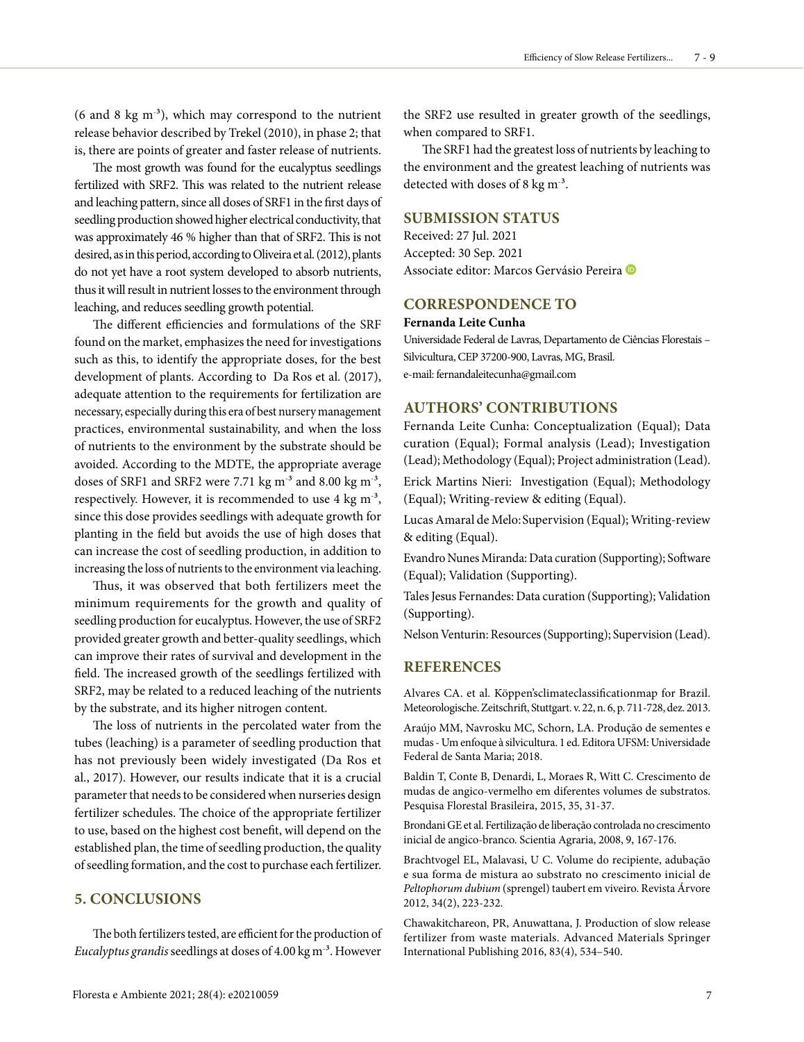(6 and 8 kg $m^{-3}$), which may correspond to the nutrient release behavior described by Trekel (2010), in phase 2; that is, there are points of greater and faster release of nutrients.

The most growth was found for the eucalyptus seedlings fertilized with SRF2. This was related to the nutrient release and leaching pattern, since all doses of SRF1 in the first days of seedling production showed higher electrical conductivity, that was approximately 46 % higher than that of SRF2. This is not desired, as in this period, according to Oliveira et al. (2012), plants do not yet have a root system developed to absorb nutrients, thus it will result in nutrient losses to the environment through leaching, and reduces seedling growth potential.

The different efficiencies and formulations of the SRF found on the market, emphasizes the need for investigations such as this, to identify the appropriate doses, for the best development of plants. According to Da Ros et al. (2017), adequate attention to the requirements for fertilization are necessary, especially during this era of best nursery management practices, environmental sustainability, and when the loss of nutrients to the environment by the substrate should be avoided. According to the MDTE, the appropriate average doses of SRF1 and SRF2 were 7.71 kg $m^{-3}$ and 8.00 kg $m^{-3}$, respectively. However, it is recommended to use 4 kg $m^{-3}$, since this dose provides seedlings with adequate growth for planting in the field but avoids the use of high doses that can increase the cost of seedling production, in addition to increasing the loss of nutrients to the environment via leaching.

Thus, it was observed that both fertilizers meet the minimum requirements for the growth and quality of seedling production for eucalyptus. However, the use of SRF2 provided greater growth and better-quality seedlings, which can improve their rates of survival and development in the field. The increased growth of the seedlings fertilized with SRF2, may be related to a reduced leaching of the nutrients by the substrate, and its higher nitrogen content.

The loss of nutrients in the percolated water from the tubes (leaching) is a parameter of seedling production that has not previously been widely investigated (Da Ros et al., 2017). However, our results indicate that it is a crucial parameter that needs to be considered when nurseries design fertilizer schedules. The choice of the appropriate fertilizer to use, based on the highest cost benefit, will depend on the established plan, the time of seedling production, the quality of seedling formation, and the cost to purchase each fertilizer.

## 5. CONCLUSIONS

The both fertilizers tested, are efficient for the production of *Eucalyptus grandis* seedlings at doses of 4.00 kg $m^{-3}$. However the SRF2 use resulted in greater growth of the seedlings, when compared to SRF1.

The SRF1 had the greatest loss of nutrients by leaching to the environment and the greatest leaching of nutrients was detected with doses of 8 kg $m^{-3}$.

## SUBMISSION STATUS

Received: 27 Jul. 2021
Accepted: 30 Sep. 2021
Associate editor: Marcos Gervásio Pereira

## CORRESPONDENCE TO

**Fernanda Leite Cunha**

Universidade Federal de Lavras, Departamento de Ciências Florestais – Silvicultura, CEP 37200-900, Lavras, MG, Brasil.
e-mail: fernandaleitecunha@gmail.com

## AUTHORS' CONTRIBUTIONS

Fernanda Leite Cunha: Conceptualization (Equal); Data curation (Equal); Formal analysis (Lead); Investigation (Lead); Methodology (Equal); Project administration (Lead).

Erick Martins Nieri: Investigation (Equal); Methodology (Equal); Writing-review & editing (Equal).

Lucas Amaral de Melo: Supervision (Equal); Writing-review & editing (Equal).

Evandro Nunes Miranda: Data curation (Supporting); Software (Equal); Validation (Supporting).

Tales Jesus Fernandes: Data curation (Supporting); Validation (Supporting).

Nelson Venturin: Resources (Supporting); Supervision (Lead).

## REFERENCES

Alvares CA. et al. Köppen'sclimateclassificationmap for Brazil. Meteorologische. Zeitschrift, Stuttgart. v. 22, n. 6, p. 711-728, dez. 2013.

Araújo MM, Navrosku MC, Schorn, LA. Produção de sementes e mudas - Um enfoque à silvicultura. 1 ed. Editora UFSM: Universidade Federal de Santa Maria; 2018.

Baldin T, Conte B, Denardi, L, Moraes R, Witt C. Crescimento de mudas de angico-vermelho em diferentes volumes de substratos. Pesquisa Florestal Brasileira, 2015, 35, 31-37.

Brondani GE et al. Fertilização de liberação controlada no crescimento inicial de angico-branco. Scientia Agraria, 2008, 9, 167-176.

Brachtvogel EL, Malavasi, U C. Volume do recipiente, adubação e sua forma de mistura ao substrato no crescimento inicial de *Peltophorum dubium* (sprengel) taubert em viveiro. Revista Árvore 2012, 34(2), 223-232.

Chawakitchareon, PR, Anuwattana, J. Production of slow release fertilizer from waste materials. Advanced Materials Springer International Publishing 2016, 83(4), 534–540.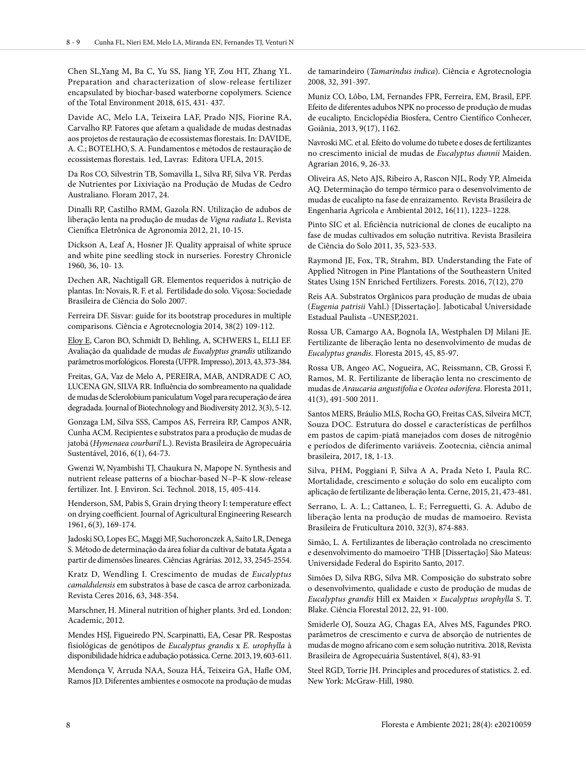Chen SL,Yang M, Ba C, Yu SS, Jiang YF, Zou HT, Zhang YL. Preparation and characterization of slow-release fertilizer encapsulated by biochar-based waterborne copolymers. Science of the Total Environment 2018, 615, 431- 437.

Davide AC, Melo LA, Teixeira LAF, Prado NJS, Fiorine RA, Carvalho RP. Fatores que afetam a qualidade de mudas destnadas aos projetos de restauração de ecossistemas florestais. In: DAVIDE, A. C.; BOTELHO, S. A. Fundamentos e métodos de restauração de ecossistemas florestais. 1ed, Lavras: Editora UFLA, 2015.

Da Ros CO, Silvestrin TB, Somavilla L, Silva RF, Silva VR. Perdas de Nutrientes por Lixiviação na Produção de Mudas de Cedro Australiano. Floram 2017, 24.

Dinalli RP, Castilho RMM, Gazola RN. Utilização de adubos de liberação lenta na produção de mudas de *Vigna radiata* L. Revista Cienífica Eletrônica de Agronomia 2012, 21, 10-15.

Dickson A, Leaf A, Hosner JF. Quality appraisal of white spruce and white pine seedling stock in nurseries. Forestry Chronicle 1960, 36, 10- 13.

Dechen AR, Nachtigall GR. Elementos requeridos à nutrição de plantas. In: Novais, R. F. et al. Fertilidade do solo. Viçosa: Sociedade Brasileira de Ciência do Solo 2007.

Ferreira DF. Sisvar: guide for its bootstrap procedures in multiple comparisons. Ciência e Agrotecnologia 2014, 38(2) 109-112.

Eloy E, Caron BO, Schmidt D, Behling, A, SCHWERS L, ELLI EF. Avaliação da qualidade de mudas *de Eucalyptus grandis* utilizando parâmetros morfológicos. Floresta (UFPR. Impresso), 2013, 43, 373-384.

Freitas, GA, Vaz de Melo A, PEREIRA, MAB, ANDRADE C AO, LUCENA GN, SILVA RR. Influência do sombreamento na qualidade de mudas de Sclerolobium paniculatum Vogel para recuperação de área degradada. Journal of Biotechnology and Biodiversity 2012, 3(3), 5-12.

Gonzaga LM, Silva SSS, Campos AS, Ferreira RP, Campos ANR, Cunha ACM. Recipientes e substratos para a produção de mudas de jatobá (*Hymenaea courbaril* L.). Revista Brasileira de Agropecuária Sustentável, 2016, 6(1), 64-73.

Gwenzi W, Nyambishi TJ, Chaukura N, Mapope N. Synthesis and nutrient release patterns of a biochar-based N–P–K slow-release fertilizer. Int. J. Environ. Sci. Technol. 2018, 15, 405-414.

Henderson, SM, Pabis S, Grain drying theory I: temperature effect on drying coefficient. Journal of Agricultural Engineering Research 1961, 6(3), 169-174.

Jadoski SO, Lopes EC, Maggi MF, Suchoronczek A, Saito LR, Denega S. Método de determinação da área foliar da cultivar de batata Ágata a partir de dimensões lineares. Ciências Agrárias. 2012, 33, 2545-2554.

Kratz D, Wendling I. Crescimento de mudas de *Eucalyptus camaldulensis* em substratos à base de casca de arroz carbonizada. Revista Ceres 2016, 63, 348-354.

Marschner, H. Mineral nutrition of higher plants. 3rd ed. London: Academic, 2012.

Mendes HSJ, Figueiredo PN, Scarpinatti, EA, Cesar PR. Respostas fisiológicas de genótipos de *Eucalyptus grandis* x *E. urophylla* à disponibilidade hídrica e adubação potássica. Cerne. 2013, 19, 603-611.

Mendonça V, Arruda NAA, Souza HÁ, Teixeira GA, Hafle OM, Ramos JD. Diferentes ambientes e osmocote na produção de mudas de tamarindeiro (*Tamarindus indica*). Ciência e Agrotecnologia 2008, 32, 391-397.

Muniz CO, Lôbo, LM, Fernandes FPR, Ferreira, EM, Brasil, EPF. Efeito de diferentes adubos NPK no processo de produção de mudas de eucalipto. Enciclopédia Biosfera, Centro Científico Conhecer, Goiânia, 2013, 9(17), 1162.

Navroski MC. et al. Efeito do volume do tubete e doses de fertilizantes no crescimento inicial de mudas de *Eucalyptus dunnii* Maiden. Agrarian 2016, 9, 26-33.

Oliveira AS, Neto AJS, Ribeiro A, Rascon NJL, Rody YP, Almeida AQ. Determinação do tempo térmico para o desenvolvimento de mudas de eucalipto na fase de enraizamento. Revista Brasileira de Engenharia Agrícola e Ambiental 2012, 16(11), 1223–1228.

Pinto SIC et al. Eficiência nutricional de clones de eucalipto na fase de mudas cultivados em solução nutritiva. Revista Brasileira de Ciência do Solo 2011, 35, 523-533.

Raymond JE, Fox, TR, Strahm, BD. Understanding the Fate of Applied Nitrogen in Pine Plantations of the Southeastern United States Using 15N Enriched Fertilizers. Forests. 2016, 7(12), 270

Reis AA. Substratos Orgânicos para produção de mudas de ubaia (*Eugenia patrisii* Vahl.) [Dissertação]. Jaboticabal Universidade Estadual Paulista –UNESP,2021.

Rossa UB, Camargo AA, Bognola IA, Westphalen DJ Milani JE. Fertilizante de liberação lenta no desenvolvimento de mudas de *Eucalyptus grandis*. Floresta 2015, 45, 85-97.

Rossa UB, Angeo AC, Nogueira, AC, Reissmann, CB, Grossi F, Ramos, M. R. Fertilizante de liberação lenta no crescimento de mudas de *Araucaria angustifolia* e *Ocotea odorifera*. Floresta 2011, 41(3), 491-500 2011.

Santos MERS, Bráulio MLS, Rocha GO, Freitas CAS, Silveira MCT, Souza DOC. Estrutura do dossel e características de perfilhos em pastos de capim-piatã manejados com doses de nitrogênio e períodos de diferimento variáveis. Zootecnia, ciência animal brasileira, 2017, 18, 1-13.

Silva, PHM, Poggiani F, Silva A A, Prada Neto I, Paula RC. Mortalidade, crescimento e solução do solo em eucalipto com aplicação de fertilizante de liberação lenta. Cerne, 2015, 21, 473-481.

Serrano, L. A. L.; Cattaneo, L. F.; Ferreguetti, G. A. Adubo de liberação lenta na produção de mudas de mamoeiro. Revista Brasileira de Fruticultura 2010, 32(3), 874-883.

Simão, L. A. Fertilizantes de liberação controlada no crescimento e desenvolvimento do mamoeiro 'THB [Dissertação] São Mateus: Universidade Federal do Espirito Santo, 2017.

Simões D, Silva RBG, Silva MR. Composição do substrato sobre o desenvolvimento, qualidade e custo de produção de mudas de *Eucalyptus grandis* Hill ex Maiden × *Eucalyptus urophylla* S. T. Blake. Ciência Florestal 2012, 22, 91-100.

Smiderle OJ, Souza AG, Chagas EA, Alves MS, Fagundes PRO. parâmetros de crescimento e curva de absorção de nutrientes de mudas de mogno africano com e sem solução nutritiva. 2018, Revista Brasileira de Agropecuária Sustentável, 8(4), 83-91

Steel RGD, Torrie JH. Principles and procedures of statistics. 2. ed. New York: McGraw-Hill, 1980.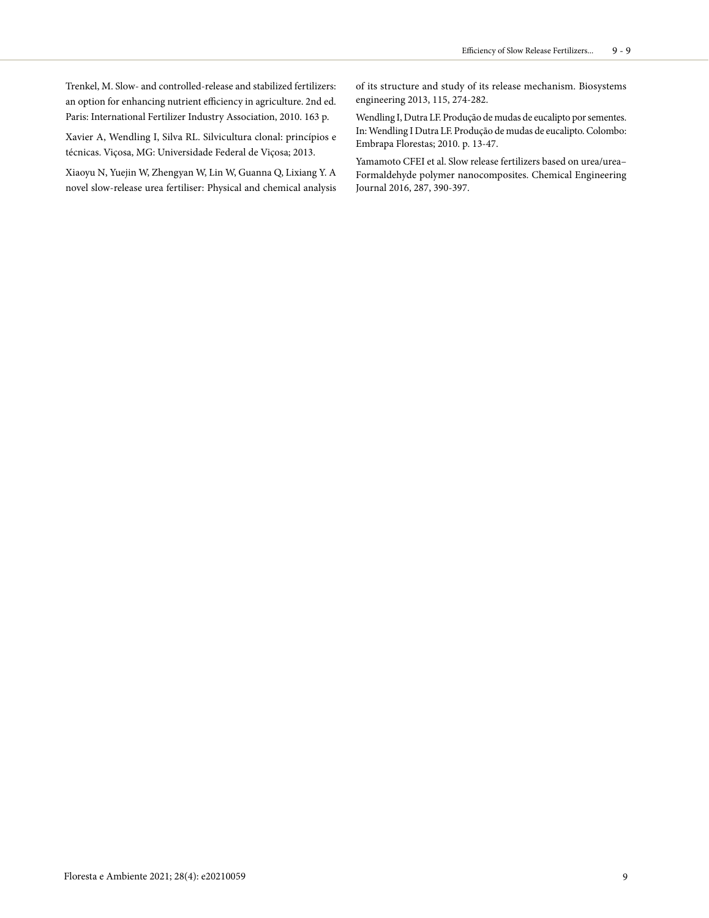Trenkel, M. Slow- and controlled-release and stabilized fertilizers: an option for enhancing nutrient efficiency in agriculture. 2nd ed. Paris: International Fertilizer Industry Association, 2010. 163 p.

Xavier A, Wendling I, Silva RL. Silvicultura clonal: princípios e técnicas. Viçosa, MG: Universidade Federal de Viçosa; 2013.

Xiaoyu N, Yuejin W, Zhengyan W, Lin W, Guanna Q, Lixiang Y. A novel slow-release urea fertiliser: Physical and chemical analysis of its structure and study of its release mechanism. Biosystems engineering 2013, 115, 274-282.

Wendling I, Dutra LF. Produção de mudas de eucalipto por sementes. In: Wendling I Dutra LF. Produção de mudas de eucalipto. Colombo: Embrapa Florestas; 2010. p. 13-47.

Yamamoto CFEI et al. Slow release fertilizers based on urea/urea–Formaldehyde polymer nanocomposites. Chemical Engineering Journal 2016, 287, 390-397.